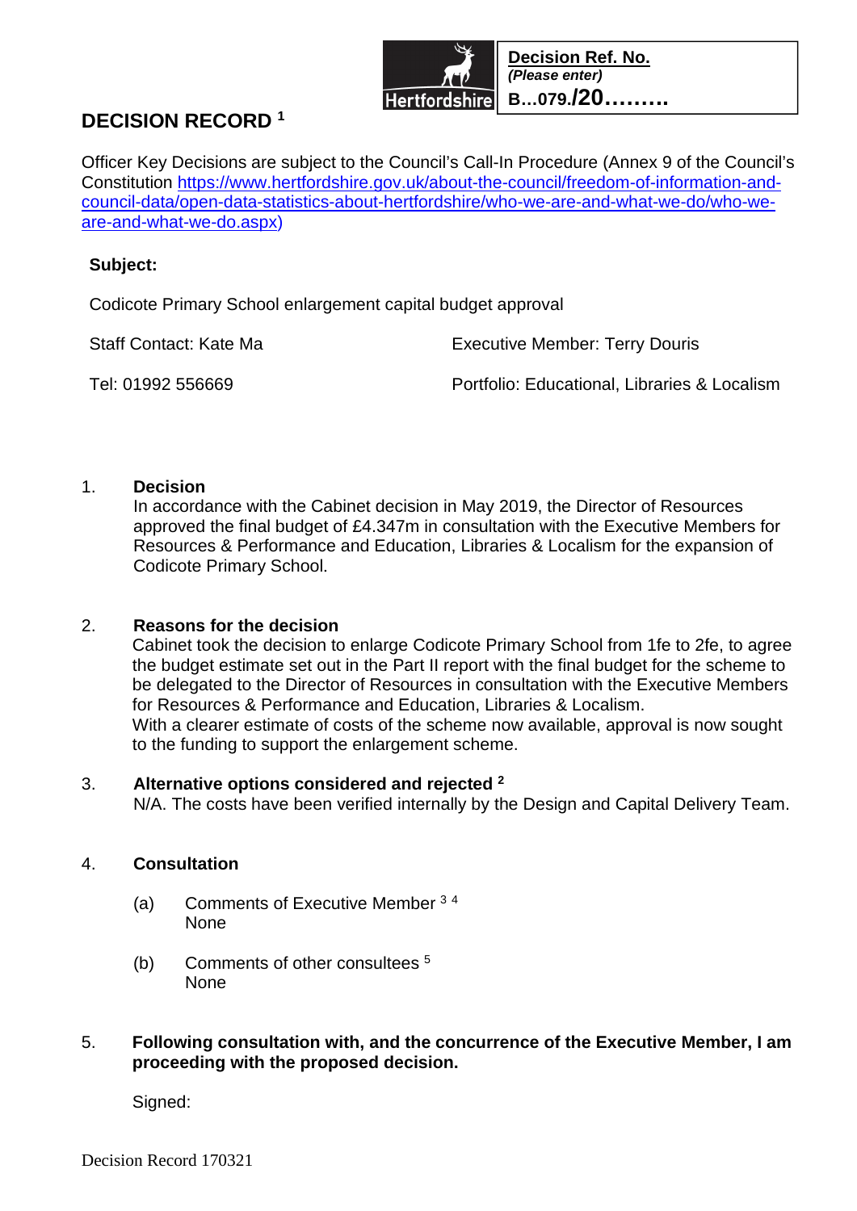Hertfordshire

| **Decision Ref. No.** |
| --- |
| ***(Please enter)*** |
| **B…079./20………** |

# DECISION RECORD [1]

Officer Key Decisions are subject to the Council's Call-In Procedure (Annex 9 of the Council's Constitution https://www.hertfordshire.gov.uk/about-the-council/freedom-of-information-and-council-data/open-data-statistics-about-hertfordshire/who-we-are-and-what-we-do/who-we-are-and-what-we-do.aspx)

**Subject:**

Codicote Primary School enlargement capital budget approval

Staff Contact: Kate Ma

Executive Member: Terry Douris

Tel: 01992 556669

Portfolio: Educational, Libraries & Localism

1. **Decision**
   In accordance with the Cabinet decision in May 2019, the Director of Resources approved the final budget of £4.347m in consultation with the Executive Members for Resources & Performance and Education, Libraries & Localism for the expansion of Codicote Primary School.

2. **Reasons for the decision**
   Cabinet took the decision to enlarge Codicote Primary School from 1fe to 2fe, to agree the budget estimate set out in the Part II report with the final budget for the scheme to be delegated to the Director of Resources in consultation with the Executive Members for Resources & Performance and Education, Libraries & Localism.
   With a clearer estimate of costs of the scheme now available, approval is now sought to the funding to support the enlargement scheme.

3. **Alternative options considered and rejected [2]**
   N/A. The costs have been verified internally by the Design and Capital Delivery Team.

4. **Consultation**

   (a) Comments of Executive Member [3] [4]
   None

   (b) Comments of other consultees [5]
   None

5. **Following consultation with, and the concurrence of the Executive Member, I am proceeding with the proposed decision.**

   Signed: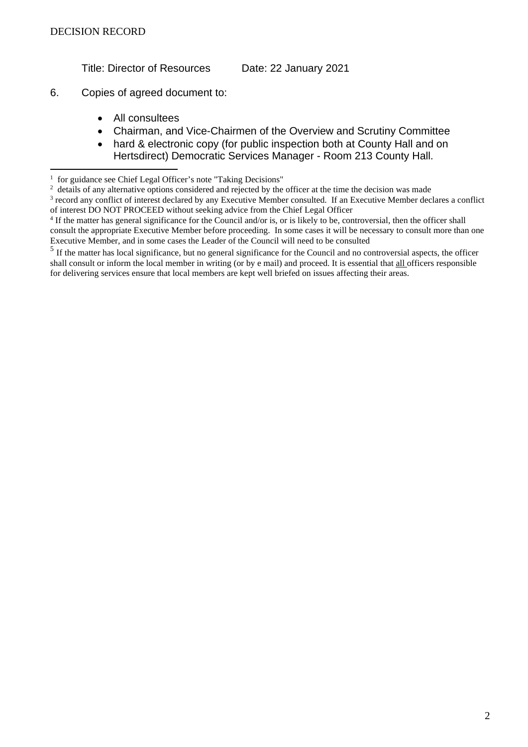DECISION RECORD

Title: Director of Resources     Date: 22 January 2021

6. Copies of agreed document to:

   - All consultees
   - Chairman, and Vice-Chairmen of the Overview and Scrutiny Committee
   - hard & electronic copy (for public inspection both at County Hall and on Hertsdirect) Democratic Services Manager - Room 213 County Hall.

---

[1] for guidance see Chief Legal Officer's note "Taking Decisions"

[2] details of any alternative options considered and rejected by the officer at the time the decision was made

[3] record any conflict of interest declared by any Executive Member consulted. If an Executive Member declares a conflict of interest DO NOT PROCEED without seeking advice from the Chief Legal Officer

[4] If the matter has general significance for the Council and/or is, or is likely to be, controversial, then the officer shall consult the appropriate Executive Member before proceeding. In some cases it will be necessary to consult more than one Executive Member, and in some cases the Leader of the Council will need to be consulted

[5] If the matter has local significance, but no general significance for the Council and no controversial aspects, the officer shall consult or inform the local member in writing (or by e mail) and proceed. It is essential that <u>all</u> officers responsible for delivering services ensure that local members are kept well briefed on issues affecting their areas.